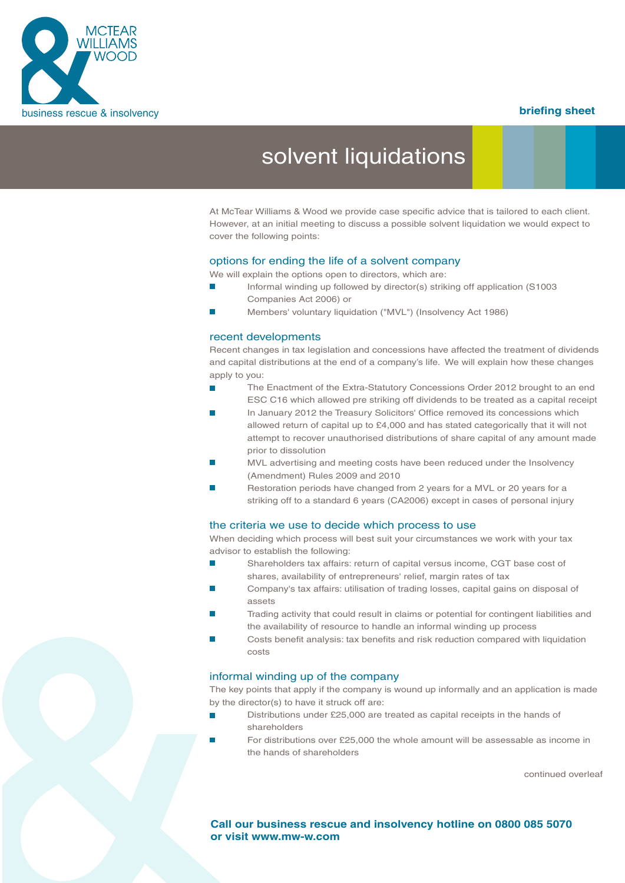MCTEAR WILLIAMS WOOD

business rescue & insolvency

**briefing sheet**

# solvent liquidations

At McTear Williams & Wood we provide case specific advice that is tailored to each client. However, at an initial meeting to discuss a possible solvent liquidation we would expect to cover the following points:

## options for ending the life of a solvent company

We will explain the options open to directors, which are:

- Informal winding up followed by director(s) striking off application (S1003 Companies Act 2006) or
- Members' voluntary liquidation ("MVL") (Insolvency Act 1986)

## recent developments

Recent changes in tax legislation and concessions have affected the treatment of dividends and capital distributions at the end of a company's life. We will explain how these changes apply to you:

- The Enactment of the Extra-Statutory Concessions Order 2012 brought to an end ESC C16 which allowed pre striking off dividends to be treated as a capital receipt
- In January 2012 the Treasury Solicitors' Office removed its concessions which allowed return of capital up to £4,000 and has stated categorically that it will not attempt to recover unauthorised distributions of share capital of any amount made prior to dissolution
- MVL advertising and meeting costs have been reduced under the Insolvency (Amendment) Rules 2009 and 2010
- Restoration periods have changed from 2 years for a MVL or 20 years for a striking off to a standard 6 years (CA2006) except in cases of personal injury

## the criteria we use to decide which process to use

When deciding which process will best suit your circumstances we work with your tax advisor to establish the following:

- Shareholders tax affairs: return of capital versus income, CGT base cost of shares, availability of entrepreneurs' relief, margin rates of tax
- Company's tax affairs: utilisation of trading losses, capital gains on disposal of assets
- Trading activity that could result in claims or potential for contingent liabilities and the availability of resource to handle an informal winding up process
- Costs benefit analysis: tax benefits and risk reduction compared with liquidation costs

## informal winding up of the company

The key points that apply if the company is wound up informally and an application is made by the director(s) to have it struck off are:

- Distributions under £25,000 are treated as capital receipts in the hands of shareholders
- For distributions over £25,000 the whole amount will be assessable as income in the hands of shareholders

continued overleaf

**Call our business rescue and insolvency hotline on 0800 085 5070 or visit www.mw-w.com**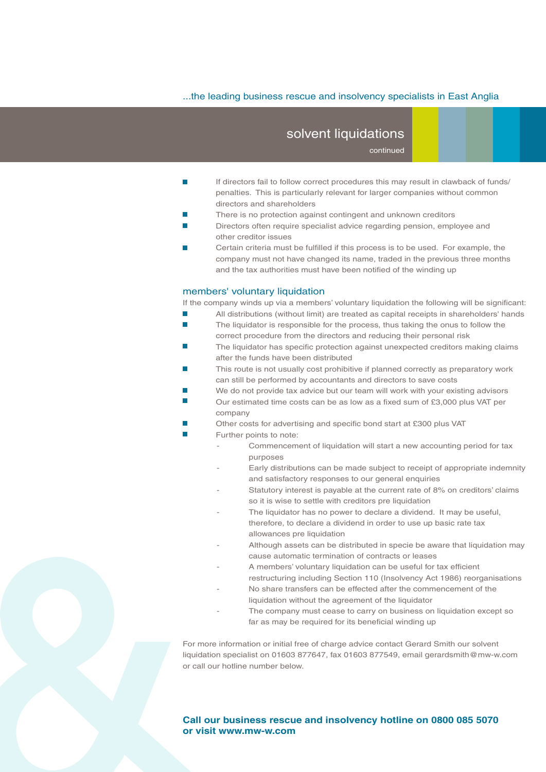## solvent liquidations

continued

- If directors fail to follow correct procedures this may result in clawback of funds/ penalties. This is particularly relevant for larger companies without common directors and shareholders
- There is no protection against contingent and unknown creditors
- Directors often require specialist advice regarding pension, employee and other creditor issues
- Certain criteria must be fulfilled if this process is to be used. For example, the company must not have changed its name, traded in the previous three months and the tax authorities must have been notified of the winding up

### members' voluntary liquidation

If the company winds up via a members' voluntary liquidation the following will be significant:

- All distributions (without limit) are treated as capital receipts in shareholders' hands
- The liquidator is responsible for the process, thus taking the onus to follow the correct procedure from the directors and reducing their personal risk
- The liquidator has specific protection against unexpected creditors making claims after the funds have been distributed
- This route is not usually cost prohibitive if planned correctly as preparatory work can still be performed by accountants and directors to save costs
- We do not provide tax advice but our team will work with your existing advisors
- Our estimated time costs can be as low as a fixed sum of £3,000 plus VAT per company
- Other costs for advertising and specific bond start at £300 plus VAT
- Further points to note:
  - Commencement of liquidation will start a new accounting period for tax purposes
  - Early distributions can be made subject to receipt of appropriate indemnity and satisfactory responses to our general enquiries
  - Statutory interest is payable at the current rate of 8% on creditors' claims so it is wise to settle with creditors pre liquidation
  - The liquidator has no power to declare a dividend. It may be useful, therefore, to declare a dividend in order to use up basic rate tax allowances pre liquidation
  - Although assets can be distributed in specie be aware that liquidation may cause automatic termination of contracts or leases
  - A members' voluntary liquidation can be useful for tax efficient restructuring including Section 110 (Insolvency Act 1986) reorganisations
  - No share transfers can be effected after the commencement of the liquidation without the agreement of the liquidator
  - The company must cease to carry on business on liquidation except so far as may be required for its beneficial winding up

For more information or initial free of charge advice contact Gerard Smith our solvent liquidation specialist on 01603 877647, fax 01603 877549, email gerardsmith@mw-w.com or call our hotline number below.

**Call our business rescue and insolvency hotline on 0800 085 5070 or visit www.mw-w.com**